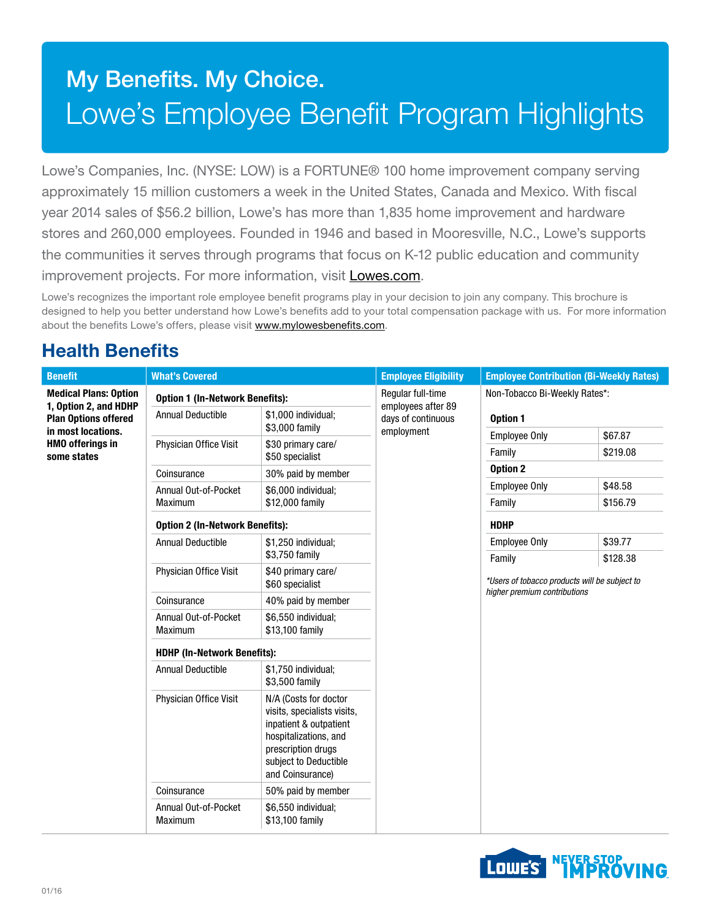# My Benefits. My Choice.

## Lowe's Employee Benefit Program Highlights

Lowe's Companies, Inc. (NYSE: LOW) is a FORTUNE® 100 home improvement company serving approximately 15 million customers a week in the United States, Canada and Mexico. With fiscal year 2014 sales of $56.2 billion, Lowe's has more than 1,835 home improvement and hardware stores and 260,000 employees. Founded in 1946 and based in Mooresville, N.C., Lowe's supports the communities it serves through programs that focus on K-12 public education and community improvement projects. For more information, visit Lowes.com.

Lowe's recognizes the important role employee benefit programs play in your decision to join any company. This brochure is designed to help you better understand how Lowe's benefits add to your total compensation package with us. For more information about the benefits Lowe's offers, please visit www.mylowesbenefits.com.

## Health Benefits

| Benefit | What's Covered | | Employee Eligibility | Employee Contribution (Bi-Weekly Rates) | |
|---|---|---|---|---|---|
| **Medical Plans: Option 1, Option 2, and HDHP Plan Options offered in most locations. HMO offerings in some states** | **Option 1 (In-Network Benefits):** | | Regular full-time employees after 89 days of continuous employment | Non-Tobacco Bi-Weekly Rates*: | |
| | Annual Deductible | $1,000 individual; $3,000 family | | **Option 1** | |
| | Physician Office Visit | $30 primary care/ $50 specialist | | Employee Only | $67.87 |
| | Coinsurance | 30% paid by member | | Family | $219.08 |
| | Annual Out-of-Pocket Maximum | $6,000 individual; $12,000 family | | **Option 2** | |
| | **Option 2 (In-Network Benefits):** | | | Employee Only | $48.58 |
| | Annual Deductible | $1,250 individual; $3,750 family | | Family | $156.79 |
| | Physician Office Visit | $40 primary care/ $60 specialist | | **HDHP** | |
| | Coinsurance | 40% paid by member | | Employee Only | $39.77 |
| | Annual Out-of-Pocket Maximum | $6,550 individual; $13,100 family | | Family | $128.38 |
| | **HDHP (In-Network Benefits):** | | | *\*Users of tobacco products will be subject to higher premium contributions* | |
| | Annual Deductible | $1,750 individual; $3,500 family | | | |
| | Physician Office Visit | N/A (Costs for doctor visits, specialists visits, inpatient & outpatient hospitalizations, and prescription drugs subject to Deductible and Coinsurance) | | | |
| | Coinsurance | 50% paid by member | | | |
| | Annual Out-of-Pocket Maximum | $6,550 individual; $13,100 family | | | |

01/16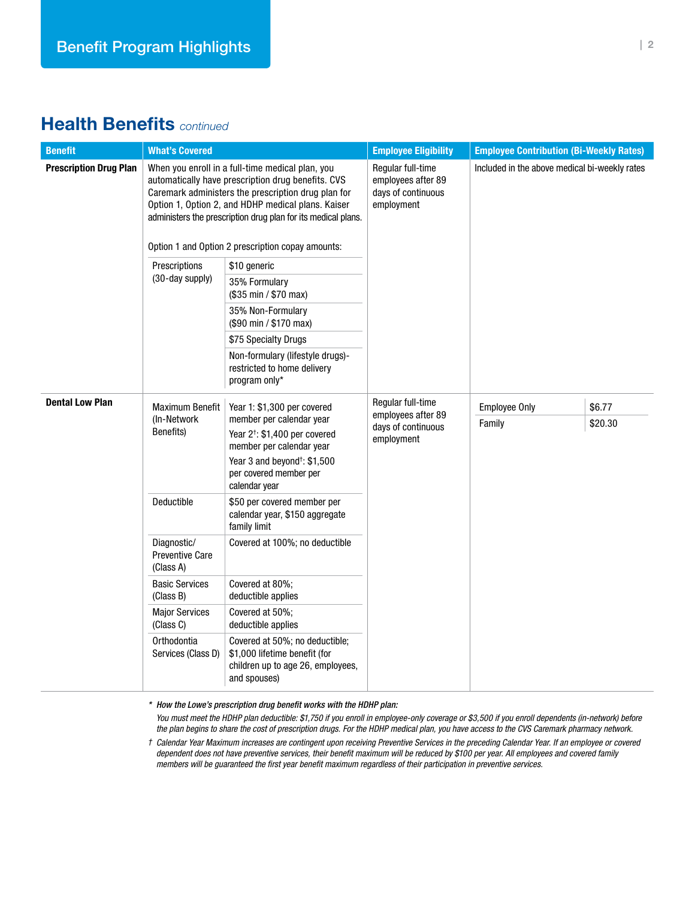# Benefit Program Highlights

## Health Benefits *continued*

| Benefit | What's Covered | | | Employee Eligibility | Employee Contribution (Bi-Weekly Rates) | |
|---|---|---|---|---|---|---|
| **Prescription Drug Plan** | When you enroll in a full-time medical plan, you automatically have prescription drug benefits. CVS Caremark administers the prescription drug plan for Option 1, Option 2, and HDHP medical plans. Kaiser administers the prescription drug plan for its medical plans.<br><br>Option 1 and Option 2 prescription copay amounts: | | | Regular full-time employees after 89 days of continuous employment | Included in the above medical bi-weekly rates | |
| | | Prescriptions (30-day supply) | $10 generic | | | |
| | | | 35% Formulary ($35 min / $70 max) | | | |
| | | | 35% Non-Formulary ($90 min / $170 max) | | | |
| | | | $75 Specialty Drugs | | | |
| | | | Non-formulary (lifestyle drugs)- restricted to home delivery program only* | | | |
| **Dental Low Plan** | | Maximum Benefit (In-Network Benefits) | Year 1: $1,300 per covered member per calendar year<br>Year 2†: $1,400 per covered member per calendar year<br>Year 3 and beyond†: $1,500 per covered member per calendar year | Regular full-time employees after 89 days of continuous employment | Employee Only | $6.77 |
| | | Deductible | $50 per covered member per calendar year, $150 aggregate family limit | | Family | $20.30 |
| | | Diagnostic/ Preventive Care (Class A) | Covered at 100%; no deductible | | | |
| | | Basic Services (Class B) | Covered at 80%; deductible applies | | | |
| | | Major Services (Class C) | Covered at 50%; deductible applies | | | |
| | | Orthodontia Services (Class D) | Covered at 50%; no deductible; $1,000 lifetime benefit (for children up to age 26, employees, and spouses) | | | |

\* *How the Lowe's prescription drug benefit works with the HDHP plan:*

*You must meet the HDHP plan deductible: $1,750 if you enroll in employee-only coverage or $3,500 if you enroll dependents (in-network) before the plan begins to share the cost of prescription drugs. For the HDHP medical plan, you have access to the CVS Caremark pharmacy network.*

† *Calendar Year Maximum increases are contingent upon receiving Preventive Services in the preceding Calendar Year. If an employee or covered dependent does not have preventive services, their benefit maximum will be reduced by $100 per year. All employees and covered family members will be guaranteed the first year benefit maximum regardless of their participation in preventive services.*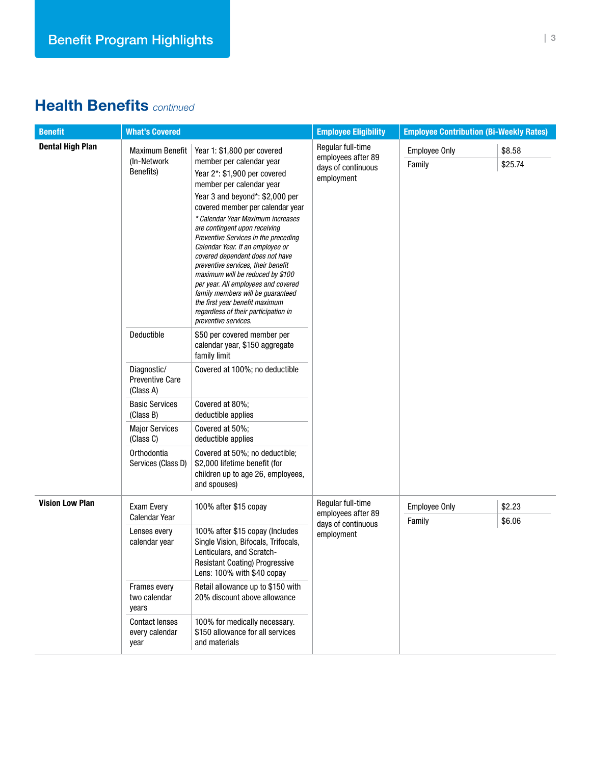## Health Benefits *continued*

| Benefit | What's Covered | | Employee Eligibility | Employee Contribution (Bi-Weekly Rates) | |
|---|---|---|---|---|---|
| **Dental High Plan** | Maximum Benefit (In-Network Benefits) | Year 1: $1,800 per covered member per calendar year<br>Year 2*: $1,900 per covered member per calendar year<br>Year 3 and beyond*: $2,000 per covered member per calendar year<br>*\* Calendar Year Maximum increases are contingent upon receiving Preventive Services in the preceding Calendar Year. If an employee or covered dependent does not have preventive services, their benefit maximum will be reduced by $100 per year. All employees and covered family members will be guaranteed the first year benefit maximum regardless of their participation in preventive services.* | Regular full-time employees after 89 days of continuous employment | Employee Only | $8.58 |
| | Deductible | $50 per covered member per calendar year, $150 aggregate family limit | | Family | $25.74 |
| | Diagnostic/ Preventive Care (Class A) | Covered at 100%; no deductible | | | |
| | Basic Services (Class B) | Covered at 80%; deductible applies | | | |
| | Major Services (Class C) | Covered at 50%; deductible applies | | | |
| | Orthodontia Services (Class D) | Covered at 50%; no deductible; $2,000 lifetime benefit (for children up to age 26, employees, and spouses) | | | |
| **Vision Low Plan** | Exam Every Calendar Year | 100% after $15 copay | Regular full-time employees after 89 days of continuous employment | Employee Only | $2.23 |
| | Lenses every calendar year | 100% after $15 copay (Includes Single Vision, Bifocals, Trifocals, Lenticulars, and Scratch-Resistant Coating) Progressive Lens: 100% with $40 copay | | Family | $6.06 |
| | Frames every two calendar years | Retail allowance up to $150 with 20% discount above allowance | | | |
| | Contact lenses every calendar year | 100% for medically necessary. $150 allowance for all services and materials | | | |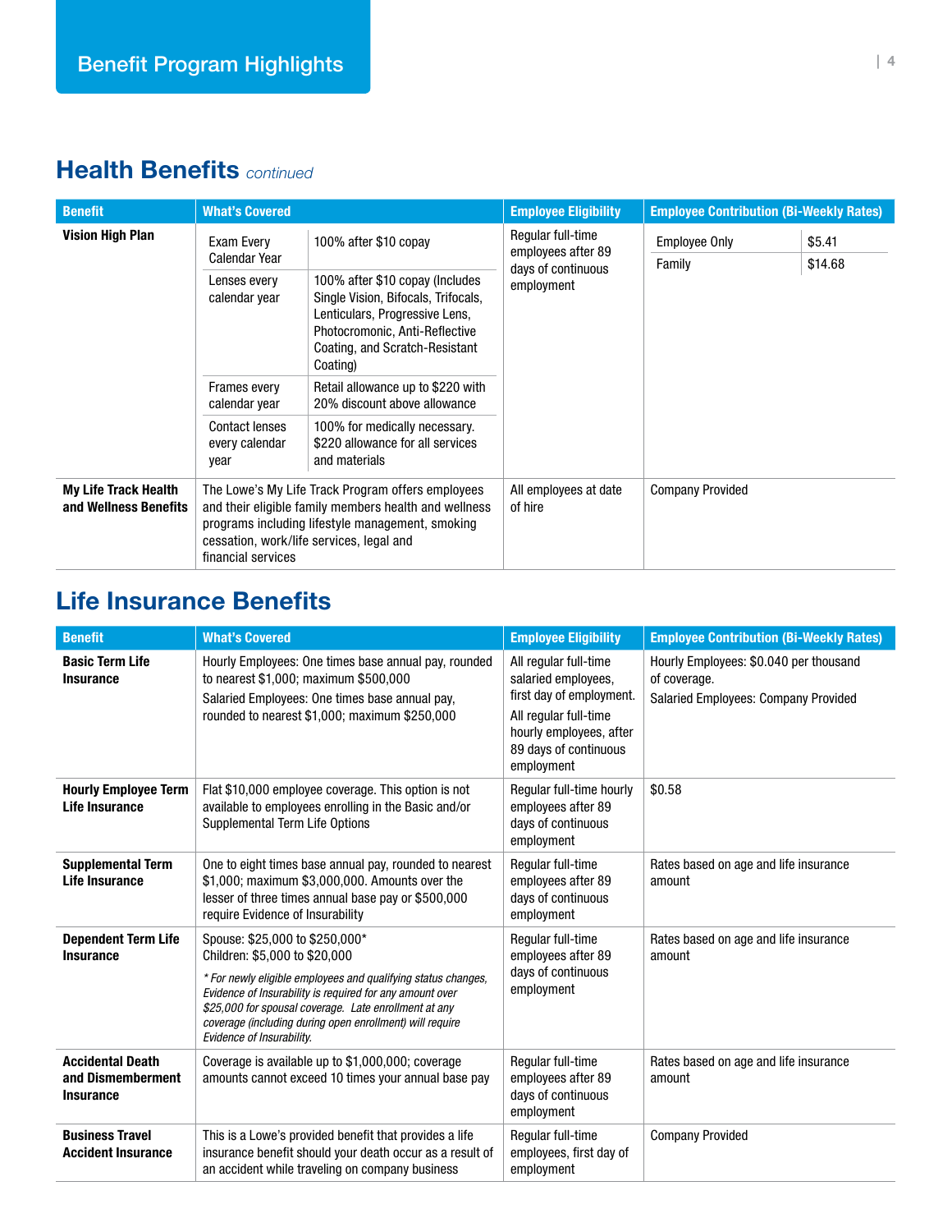# Benefit Program Highlights

## Health Benefits *continued*

| Benefit | What's Covered | | Employee Eligibility | Employee Contribution (Bi-Weekly Rates) | |
|---|---|---|---|---|---|
| **Vision High Plan** | Exam Every Calendar Year | 100% after $10 copay | Regular full-time employees after 89 days of continuous employment | Employee Only | $5.41 |
| | Lenses every calendar year | 100% after $10 copay (Includes Single Vision, Bifocals, Trifocals, Lenticulars, Progressive Lens, Photocromonic, Anti-Reflective Coating, and Scratch-Resistant Coating) | | Family | $14.68 |
| | Frames every calendar year | Retail allowance up to $220 with 20% discount above allowance | | | |
| | Contact lenses every calendar year | 100% for medically necessary. $220 allowance for all services and materials | | | |
| **My Life Track Health and Wellness Benefits** | The Lowe's My Life Track Program offers employees and their eligible family members health and wellness programs including lifestyle management, smoking cessation, work/life services, legal and financial services | | All employees at date of hire | Company Provided | |

## Life Insurance Benefits

| Benefit | What's Covered | Employee Eligibility | Employee Contribution (Bi-Weekly Rates) |
|---|---|---|---|
| **Basic Term Life Insurance** | Hourly Employees: One times base annual pay, rounded to nearest $1,000; maximum $500,000<br>Salaried Employees: One times base annual pay, rounded to nearest $1,000; maximum $250,000 | All regular full-time salaried employees, first day of employment.<br>All regular full-time hourly employees, after 89 days of continuous employment | Hourly Employees: $0.040 per thousand of coverage.<br>Salaried Employees: Company Provided |
| **Hourly Employee Term Life Insurance** | Flat $10,000 employee coverage. This option is not available to employees enrolling in the Basic and/or Supplemental Term Life Options | Regular full-time hourly employees after 89 days of continuous employment | $0.58 |
| **Supplemental Term Life Insurance** | One to eight times base annual pay, rounded to nearest $1,000; maximum $3,000,000. Amounts over the lesser of three times annual base pay or $500,000 require Evidence of Insurability | Regular full-time employees after 89 days of continuous employment | Rates based on age and life insurance amount |
| **Dependent Term Life Insurance** | Spouse: $25,000 to $250,000*<br>Children: $5,000 to $20,000<br>*\* For newly eligible employees and qualifying status changes, Evidence of Insurability is required for any amount over $25,000 for spousal coverage. Late enrollment at any coverage (including during open enrollment) will require Evidence of Insurability.* | Regular full-time employees after 89 days of continuous employment | Rates based on age and life insurance amount |
| **Accidental Death and Dismemberment Insurance** | Coverage is available up to $1,000,000; coverage amounts cannot exceed 10 times your annual base pay | Regular full-time employees after 89 days of continuous employment | Rates based on age and life insurance amount |
| **Business Travel Accident Insurance** | This is a Lowe's provided benefit that provides a life insurance benefit should your death occur as a result of an accident while traveling on company business | Regular full-time employees, first day of employment | Company Provided |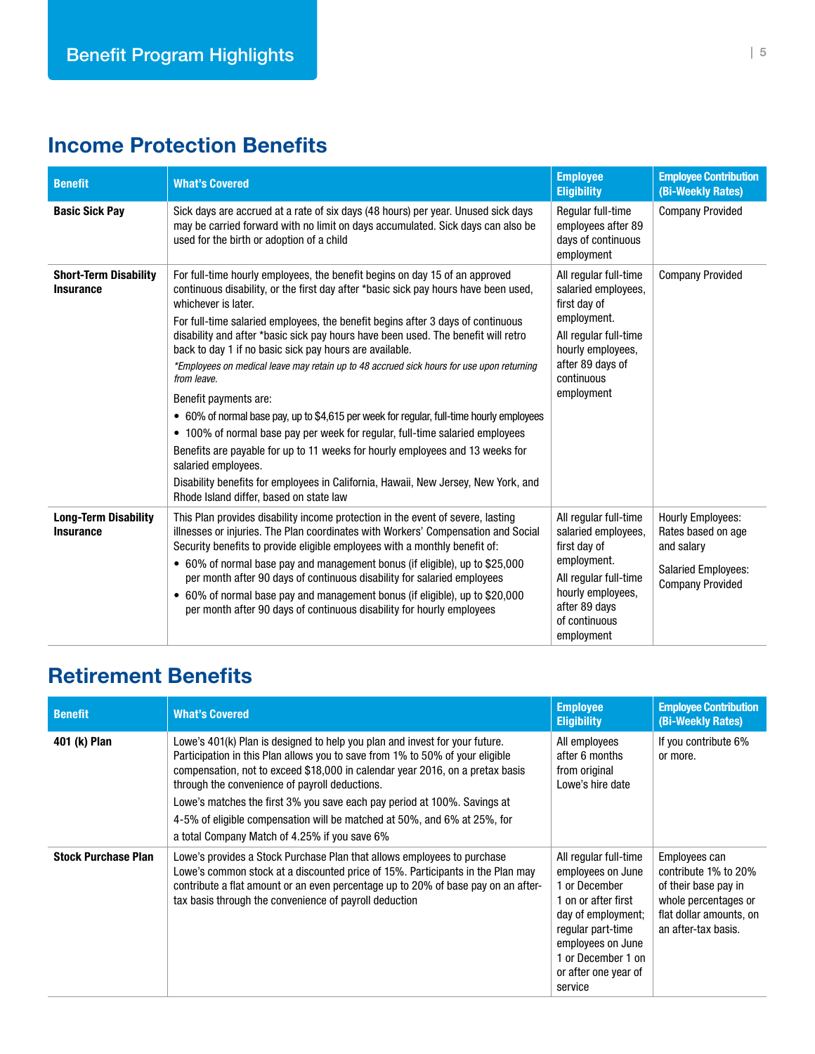## Benefit Program Highlights

## Income Protection Benefits

| Benefit | What's Covered | Employee Eligibility | Employee Contribution (Bi-Weekly Rates) |
|---|---|---|---|
| **Basic Sick Pay** | Sick days are accrued at a rate of six days (48 hours) per year. Unused sick days may be carried forward with no limit on days accumulated. Sick days can also be used for the birth or adoption of a child | Regular full-time employees after 89 days of continuous employment | Company Provided |
| **Short-Term Disability Insurance** | For full-time hourly employees, the benefit begins on day 15 of an approved continuous disability, or the first day after *basic sick pay hours have been used, whichever is later.<br>For full-time salaried employees, the benefit begins after 3 days of continuous disability and after *basic sick pay hours have been used. The benefit will retro back to day 1 if no basic sick pay hours are available.<br>*\*Employees on medical leave may retain up to 48 accrued sick hours for use upon returning from leave.*<br>Benefit payments are:<br>• 60% of normal base pay, up to $4,615 per week for regular, full-time hourly employees<br>• 100% of normal base pay per week for regular, full-time salaried employees<br>Benefits are payable for up to 11 weeks for hourly employees and 13 weeks for salaried employees.<br>Disability benefits for employees in California, Hawaii, New Jersey, New York, and Rhode Island differ, based on state law | All regular full-time salaried employees, first day of employment.<br>All regular full-time hourly employees, after 89 days of continuous employment | Company Provided |
| **Long-Term Disability Insurance** | This Plan provides disability income protection in the event of severe, lasting illnesses or injuries. The Plan coordinates with Workers' Compensation and Social Security benefits to provide eligible employees with a monthly benefit of:<br>• 60% of normal base pay and management bonus (if eligible), up to $25,000 per month after 90 days of continuous disability for salaried employees<br>• 60% of normal base pay and management bonus (if eligible), up to $20,000 per month after 90 days of continuous disability for hourly employees | All regular full-time salaried employees, first day of employment.<br>All regular full-time hourly employees, after 89 days of continuous employment | Hourly Employees: Rates based on age and salary<br>Salaried Employees: Company Provided |

## Retirement Benefits

| Benefit | What's Covered | Employee Eligibility | Employee Contribution (Bi-Weekly Rates) |
|---|---|---|---|
| **401 (k) Plan** | Lowe's 401(k) Plan is designed to help you plan and invest for your future. Participation in this Plan allows you to save from 1% to 50% of your eligible compensation, not to exceed $18,000 in calendar year 2016, on a pretax basis through the convenience of payroll deductions.<br>Lowe's matches the first 3% you save each pay period at 100%. Savings at 4-5% of eligible compensation will be matched at 50%, and 6% at 25%, for a total Company Match of 4.25% if you save 6% | All employees after 6 months from original Lowe's hire date | If you contribute 6% or more. |
| **Stock Purchase Plan** | Lowe's provides a Stock Purchase Plan that allows employees to purchase Lowe's common stock at a discounted price of 15%. Participants in the Plan may contribute a flat amount or an even percentage up to 20% of base pay on an after-tax basis through the convenience of payroll deduction | All regular full-time employees on June 1 or December 1 on or after first day of employment; regular part-time employees on June 1 or December 1 on or after one year of service | Employees can contribute 1% to 20% of their base pay in whole percentages or flat dollar amounts, on an after-tax basis. |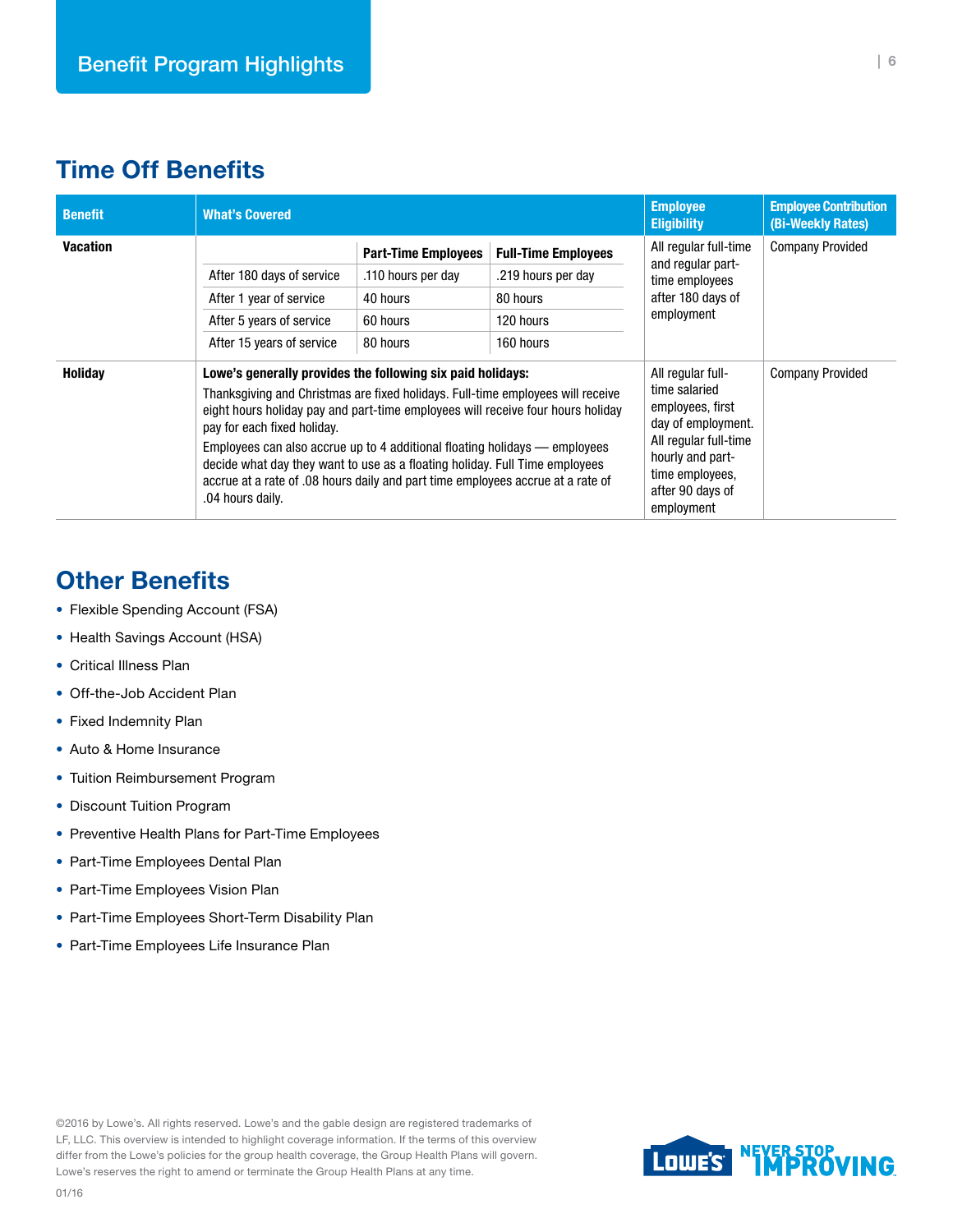Benefit Program Highlights

## Time Off Benefits

| Benefit | What's Covered | | | Employee Eligibility | Employee Contribution (Bi-Weekly Rates) |
|---|---|---|---|---|---|
| **Vacation** | | **Part-Time Employees** | **Full-Time Employees** | All regular full-time and regular part-time employees after 180 days of employment | Company Provided |
| | After 180 days of service | .110 hours per day | .219 hours per day | | |
| | After 1 year of service | 40 hours | 80 hours | | |
| | After 5 years of service | 60 hours | 120 hours | | |
| | After 15 years of service | 80 hours | 160 hours | | |
| **Holiday** | **Lowe's generally provides the following six paid holidays:** Thanksgiving and Christmas are fixed holidays. Full-time employees will receive eight hours holiday pay and part-time employees will receive four hours holiday pay for each fixed holiday. Employees can also accrue up to 4 additional floating holidays — employees decide what day they want to use as a floating holiday. Full Time employees accrue at a rate of .08 hours daily and part time employees accrue at a rate of .04 hours daily. | | | All regular full-time salaried employees, first day of employment. All regular full-time hourly and part-time employees, after 90 days of employment | Company Provided |

## Other Benefits

- Flexible Spending Account (FSA)
- Health Savings Account (HSA)
- Critical Illness Plan
- Off-the-Job Accident Plan
- Fixed Indemnity Plan
- Auto & Home Insurance
- Tuition Reimbursement Program
- Discount Tuition Program
- Preventive Health Plans for Part-Time Employees
- Part-Time Employees Dental Plan
- Part-Time Employees Vision Plan
- Part-Time Employees Short-Term Disability Plan
- Part-Time Employees Life Insurance Plan

©2016 by Lowe's. All rights reserved. Lowe's and the gable design are registered trademarks of LF, LLC. This overview is intended to highlight coverage information. If the terms of this overview differ from the Lowe's policies for the group health coverage, the Group Health Plans will govern. Lowe's reserves the right to amend or terminate the Group Health Plans at any time.

01/16

LOWE'S NEVER STOP IMPROVING